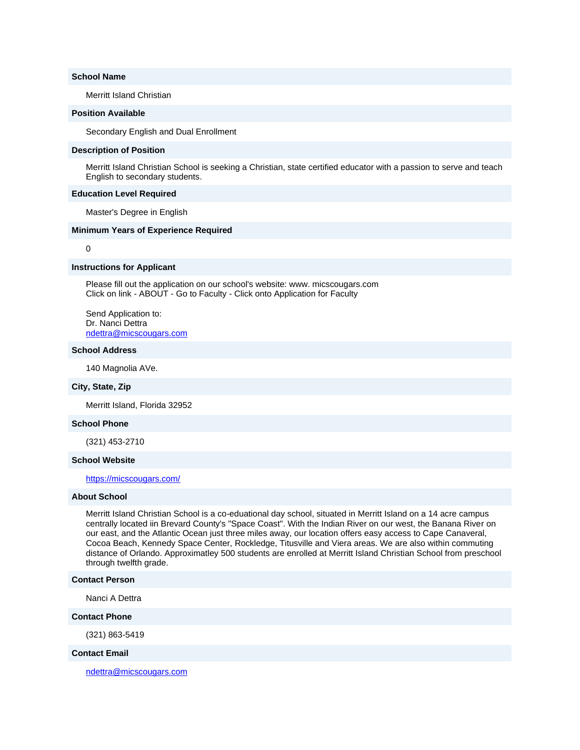**School Name**

Merritt Island Christian

**Position Available**

Secondary English and Dual Enrollment

**Description of Position**

Merritt Island Christian School is seeking a Christian, state certified educator with a passion to serve and teach English to secondary students.

**Education Level Required**

Master's Degree in English

**Minimum Years of Experience Required**

0

**Instructions for Applicant**

Please fill out the application on our school's website: www. micscougars.com
Click on link - ABOUT - Go to Faculty - Click onto Application for Faculty

Send Application to:
Dr. Nanci Dettra
ndettra@micscougars.com

**School Address**

140 Magnolia AVe.

**City, State, Zip**

Merritt Island, Florida 32952

**School Phone**

(321) 453-2710

**School Website**

https://micscougars.com/

**About School**

Merritt Island Christian School is a co-eduational day school, situated in Merritt Island on a 14 acre campus centrally located iin Brevard County's "Space Coast". With the Indian River on our west, the Banana River on our east, and the Atlantic Ocean just three miles away, our location offers easy access to Cape Canaveral, Cocoa Beach, Kennedy Space Center, Rockledge, Titusville and Viera areas. We are also within commuting distance of Orlando. Approximatley 500 students are enrolled at Merritt Island Christian School from preschool through twelfth grade.

**Contact Person**

Nanci A Dettra

**Contact Phone**

(321) 863-5419

**Contact Email**

ndettra@micscougars.com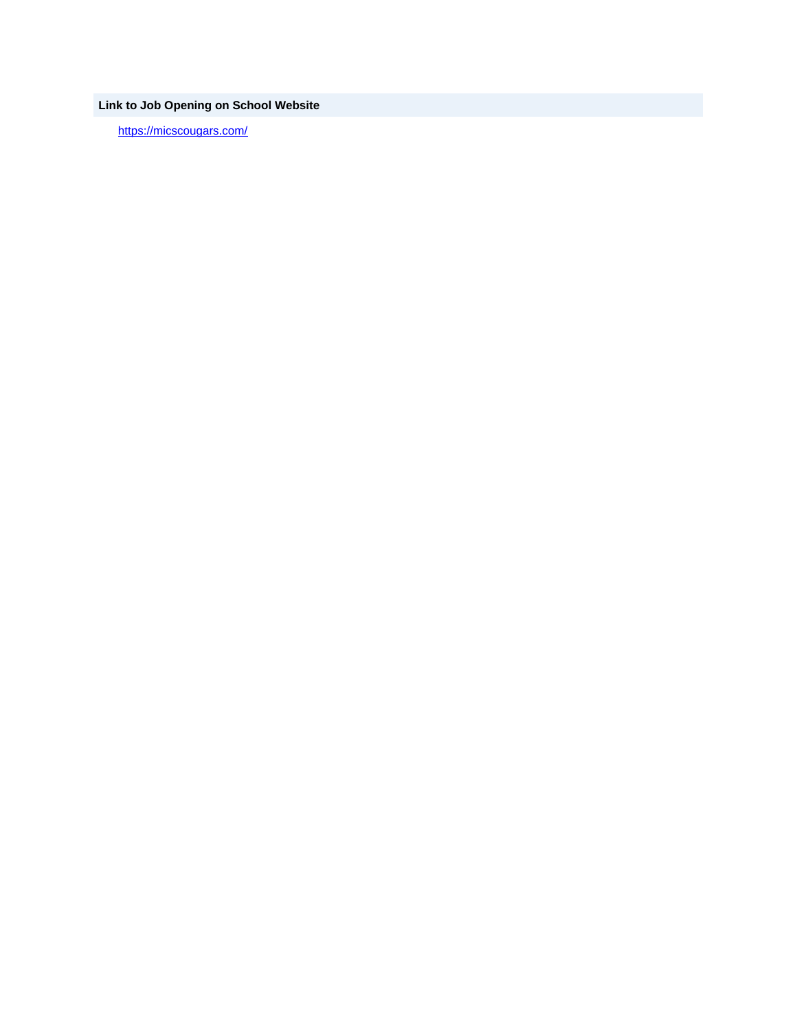**Link to Job Opening on School Website**

https://micscougars.com/